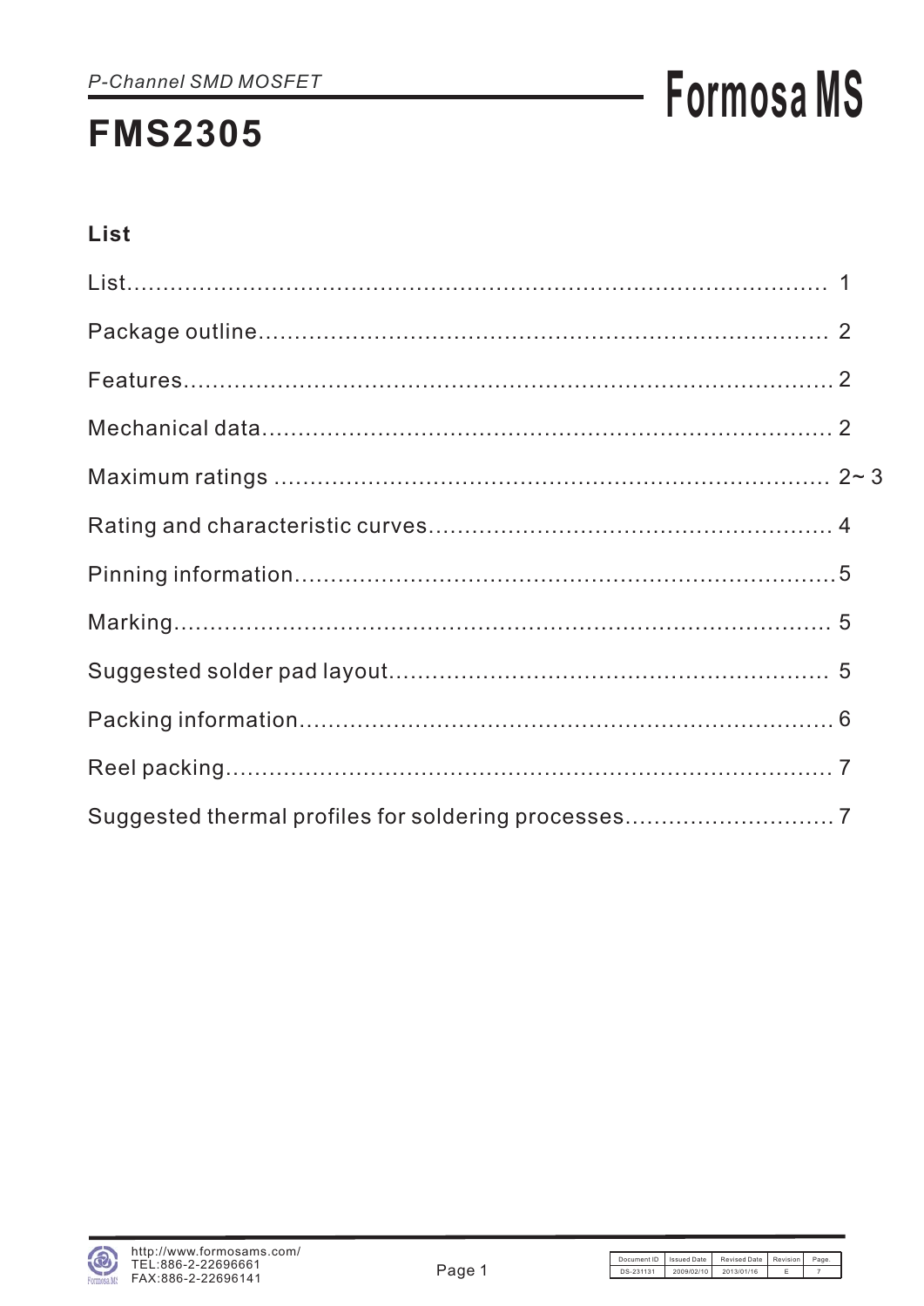*P-Channel SMD MOSFET*

# FMS2305

Formosa MS

## List

| Section | Page |
|---|---|
| List | 1 |
| Package outline | 2 |
| Features | 2 |
| Mechanical data | 2 |
| Maximum ratings | 2~ 3 |
| Rating and characteristic curves | 4 |
| Pinning information | 5 |
| Marking | 5 |
| Suggested solder pad layout | 5 |
| Packing information | 6 |
| Reel packing | 7 |
| Suggested thermal profiles for soldering processes | 7 |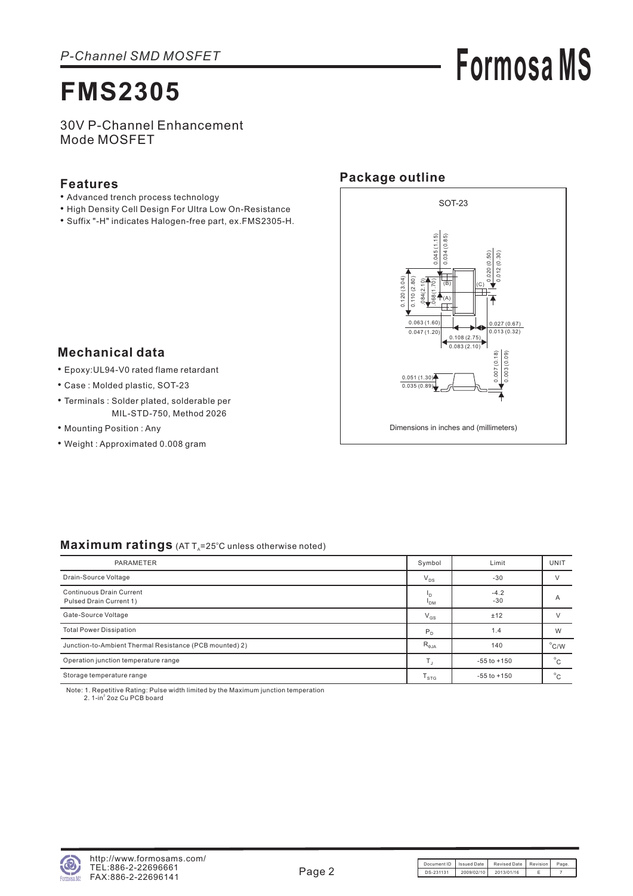*P-Channel SMD MOSFET*

# FMS2305

30V P-Channel Enhancement Mode MOSFET

## Features

- Advanced trench process technology
- High Density Cell Design For Ultra Low On-Resistance
- Suffix "-H" indicates Halogen-free part, ex.FMS2305-H.

## Package outline

SOT-23

Dimensions in inches and (millimeters)

## Mechanical data

- Epoxy:UL94-V0 rated flame retardant
- Case : Molded plastic, SOT-23
- Terminals : Solder plated, solderable per MIL-STD-750, Method 2026
- Mounting Position : Any
- Weight : Approximated 0.008 gram

## Maximum ratings (AT $T_A$=25°C unless otherwise noted)

| PARAMETER | Symbol | Limit | UNIT |
|---|---|---|---|
| Drain-Source Voltage | $V_{DS}$ | -30 | V |
| Continuous Drain Current<br>Pulsed Drain Current 1) | $I_D$<br>$I_{DM}$ | -4.2<br>-30 | A |
| Gate-Source Voltage | $V_{GS}$ | ±12 | V |
| Total Power Dissipation | $P_D$ | 1.4 | W |
| Junction-to-Ambient Thermal Resistance (PCB mounted) 2) | $R_{\theta JA}$ | 140 | °C/W |
| Operation junction temperature range | $T_J$ | -55 to +150 | °C |
| Storage temperature range | $T_{STG}$ | -55 to +150 | °C |

Note: 1. Repetitive Rating: Pulse width limited by the Maximum junction temperation
2. 1-in$^2$ 2oz Cu PCB board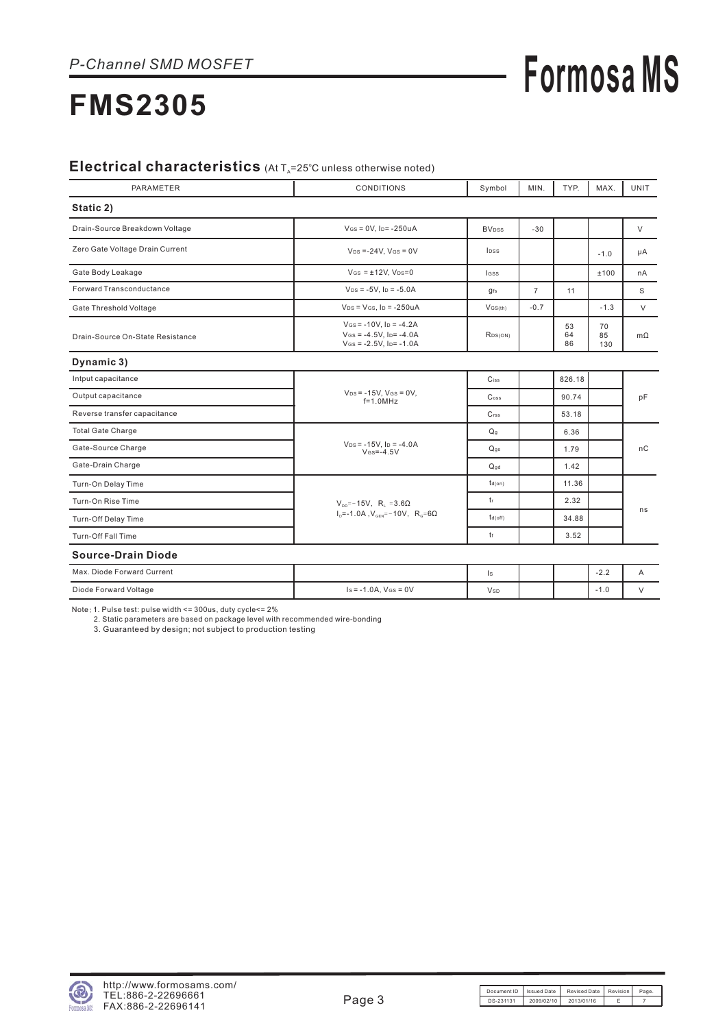*P-Channel SMD MOSFET*

# FMS2305

## Electrical characteristics (At $T_A$=25°C unless otherwise noted)

| PARAMETER | CONDITIONS | Symbol | MIN. | TYP. | MAX. | UNIT |
|---|---|---|---|---|---|---|
| **Static 2)** | | | | | | |
| Drain-Source Breakdown Voltage | $V_{GS}$ = 0V, $I_D$= -250uA | $BV_{DSS}$ | -30 | | | V |
| Zero Gate Voltage Drain Current | $V_{DS}$ =-24V, $V_{GS}$ = 0V | $I_{DSS}$ | | | -1.0 | μA |
| Gate Body Leakage | $V_{GS}$ = ±12V, $V_{DS}$=0 | $I_{GSS}$ | | | ±100 | nA |
| Forward Transconductance | $V_{DS}$ = -5V, $I_D$ = -5.0A | $g_{fs}$ | 7 | 11 | | S |
| Gate Threshold Voltage | $V_{DS}$ = $V_{GS}$, $I_D$ = -250uA | $V_{GS(th)}$ | -0.7 | | -1.3 | V |
| Drain-Source On-State Resistance | $V_{GS}$ = -10V, $I_D$ = -4.2A<br>$V_{GS}$ = -4.5V, $I_D$= -4.0A<br>$V_{GS}$ = -2.5V, $I_D$= -1.0A | $R_{DS(ON)}$ | | 53<br>64<br>86 | 70<br>85<br>130 | mΩ |
| **Dynamic 3)** | | | | | | |
| Intput capacitance | $V_{DS}$ = -15V, $V_{GS}$ = 0V, f=1.0MHz | $C_{iss}$ | | 826.18 | | pF |
| Output capacitance | | $C_{oss}$ | | 90.74 | | |
| Reverse transfer capacitance | | $C_{rss}$ | | 53.18 | | |
| Total Gate Charge | $V_{DS}$ = -15V, $I_D$ = -4.0A $V_{GS}$=-4.5V | $Q_g$ | | 6.36 | | nC |
| Gate-Source Charge | | $Q_{gs}$ | | 1.79 | | |
| Gate-Drain Charge | | $Q_{gd}$ | | 1.42 | | |
| Turn-On Delay Time | $V_{DD}$=-15V, $R_L$ =3.6Ω<br>$I_D$=-1.0A , $V_{GEN}$=-10V, $R_G$=6Ω | $t_{d(on)}$ | | 11.36 | | ns |
| Turn-On Rise Time | | $t_r$ | | 2.32 | | |
| Turn-Off Delay Time | | $t_{d(off)}$ | | 34.88 | | |
| Turn-Off Fall Time | | $t_f$ | | 3.52 | | |
| **Source-Drain Diode** | | | | | | |
| Max. Diode Forward Current | | $I_S$ | | | -2.2 | A |
| Diode Forward Voltage | $I_S$ = -1.0A, $V_{GS}$ = 0V | $V_{SD}$ | | | -1.0 | V |

Note : 1. Pulse test: pulse width <= 300us, duty cycle<= 2%
2. Static parameters are based on package level with recommended wire-bonding
3. Guaranteed by design; not subject to production testing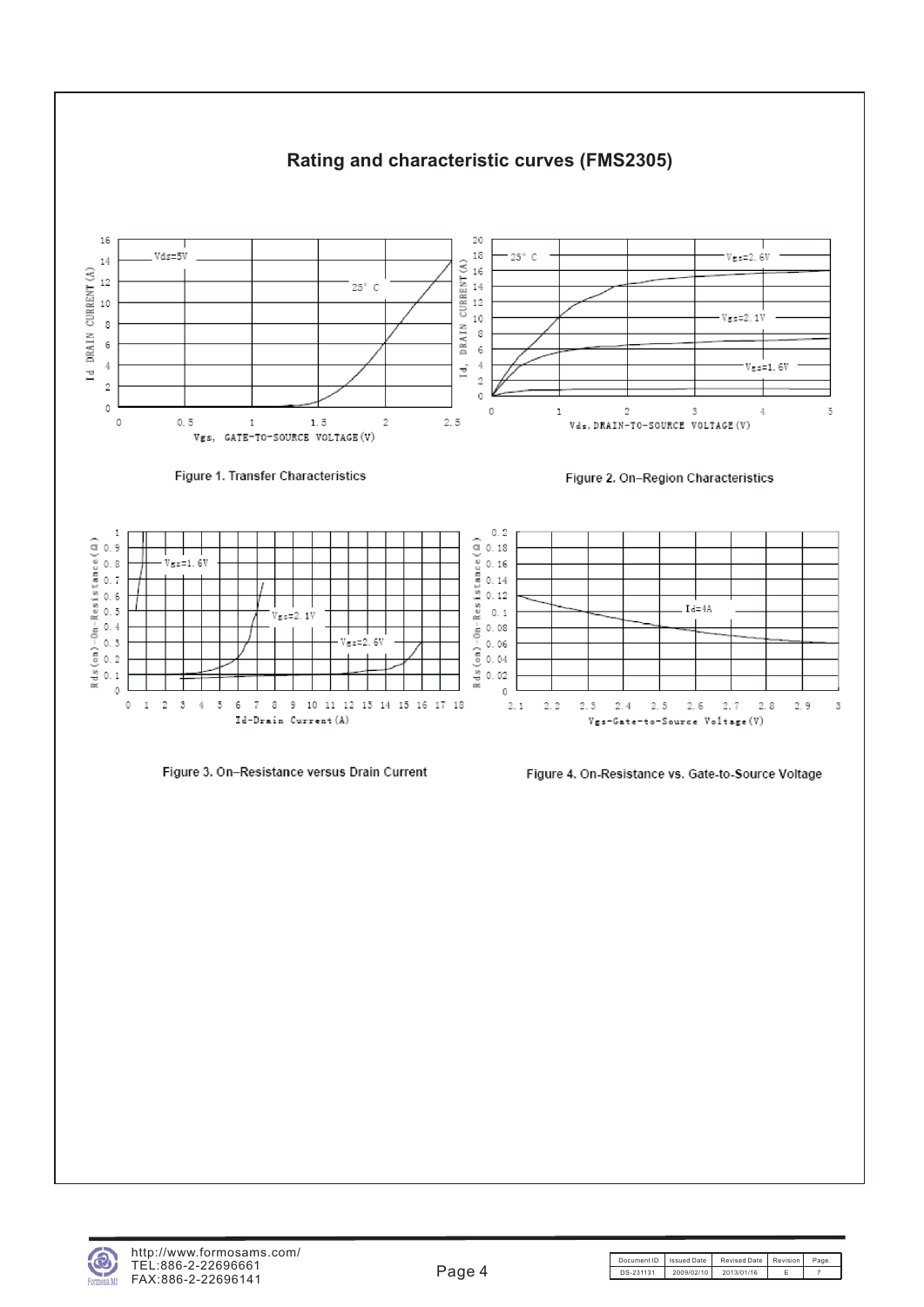## Rating and characteristic curves (FMS2305)

Figure 1. Transfer Characteristics

Figure 2. On–Region Characteristics

Figure 3. On–Resistance versus Drain Current

Figure 4. On-Resistance vs. Gate-to-Source Voltage

| Document ID | Issued Date | Revised Date | Revision | Page. |
|---|---|---|---|---|
| DS-231131 | 2009/02/10 | 2013/01/16 | E | 7 |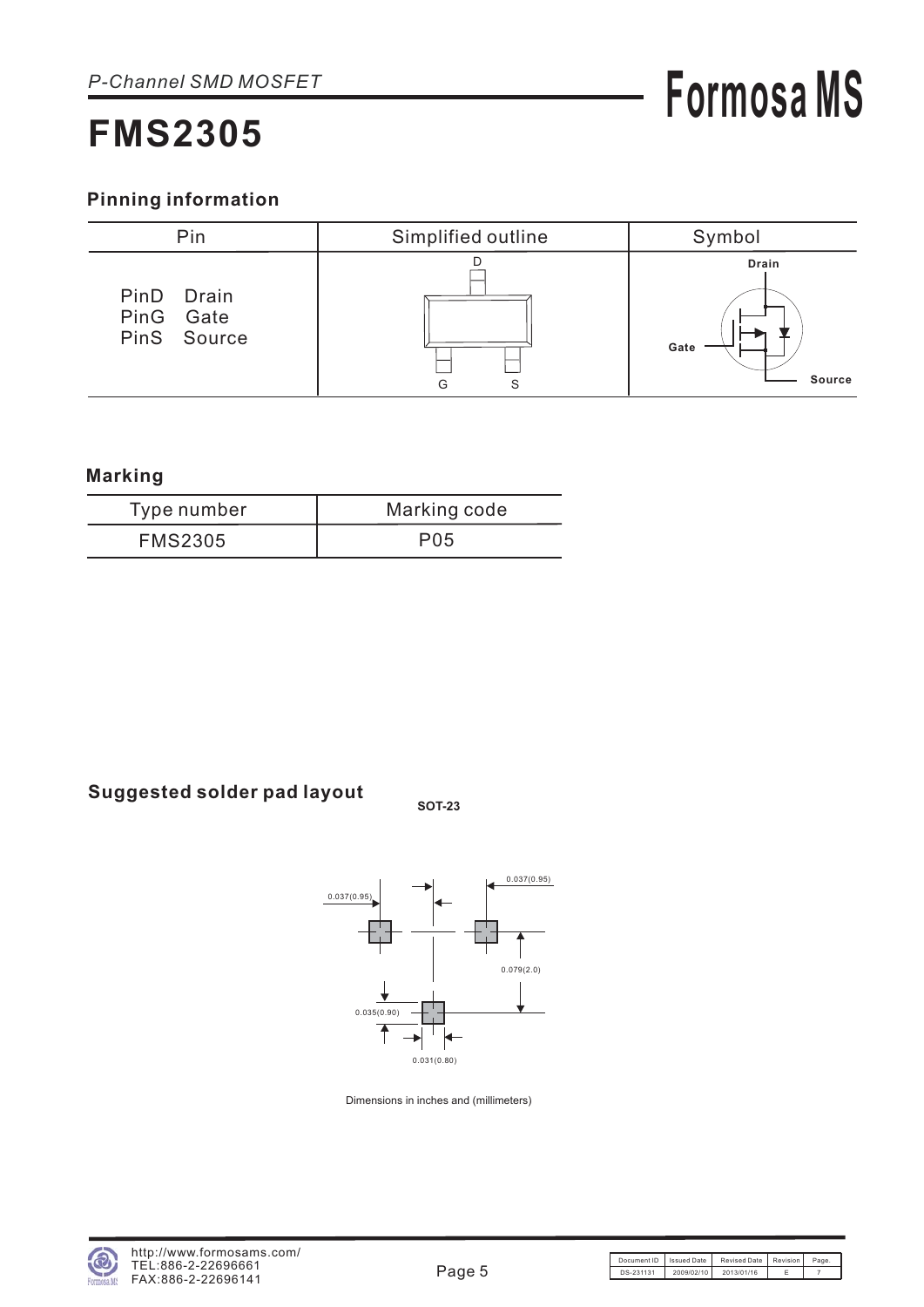# FMS2305

## Pinning information

| Pin | Simplified outline | Symbol |
|---|---|---|
| PinD Drain<br>PinG Gate<br>PinS Source | D<br>G S | Drain<br>Gate<br>Source |

## Marking

| Type number | Marking code |
|---|---|
| FMS2305 | P05 |

## Suggested solder pad layout

**SOT-23**

0.037(0.95)

0.037(0.95)

0.079(2.0)

0.035(0.90)

0.031(0.80)

Dimensions in inches and (millimeters)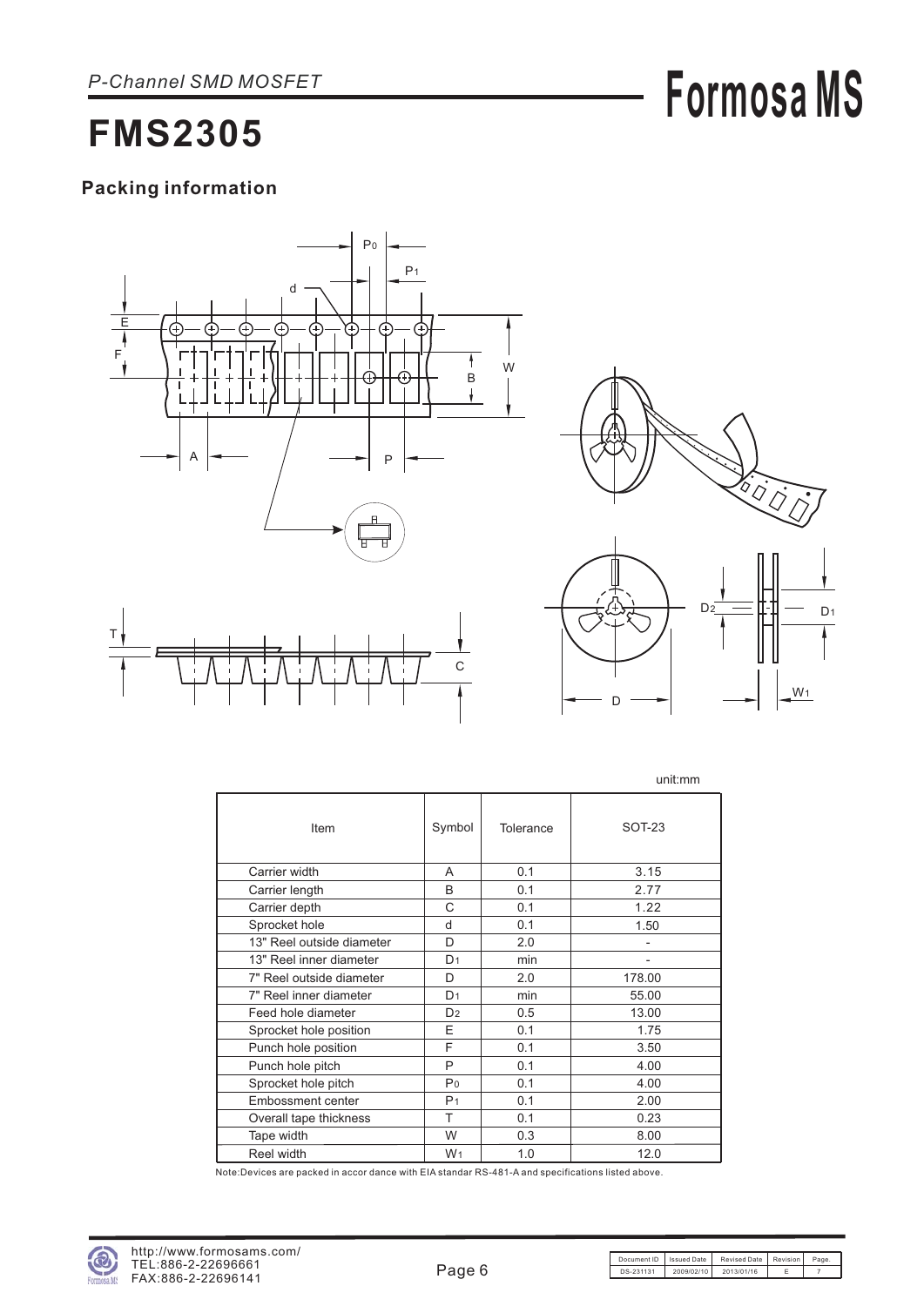## Packing information

unit:mm

| Item | Symbol | Tolerance | SOT-23 |
|---|---|---|---|
| Carrier width | A | 0.1 | 3.15 |
| Carrier length | B | 0.1 | 2.77 |
| Carrier depth | C | 0.1 | 1.22 |
| Sprocket hole | d | 0.1 | 1.50 |
| 13" Reel outside diameter | D | 2.0 | - |
| 13" Reel inner diameter | $D_1$ | min | - |
| 7" Reel outside diameter | D | 2.0 | 178.00 |
| 7" Reel inner diameter | $D_1$ | min | 55.00 |
| Feed hole diameter | $D_2$ | 0.5 | 13.00 |
| Sprocket hole position | E | 0.1 | 1.75 |
| Punch hole position | F | 0.1 | 3.50 |
| Punch hole pitch | P | 0.1 | 4.00 |
| Sprocket hole pitch | $P_0$ | 0.1 | 4.00 |
| Embossment center | $P_1$ | 0.1 | 2.00 |
| Overall tape thickness | T | 0.1 | 0.23 |
| Tape width | W | 0.3 | 8.00 |
| Reel width | $W_1$ | 1.0 | 12.0 |

Note:Devices are packed in accor dance with EIA standar RS-481-A and specifications listed above.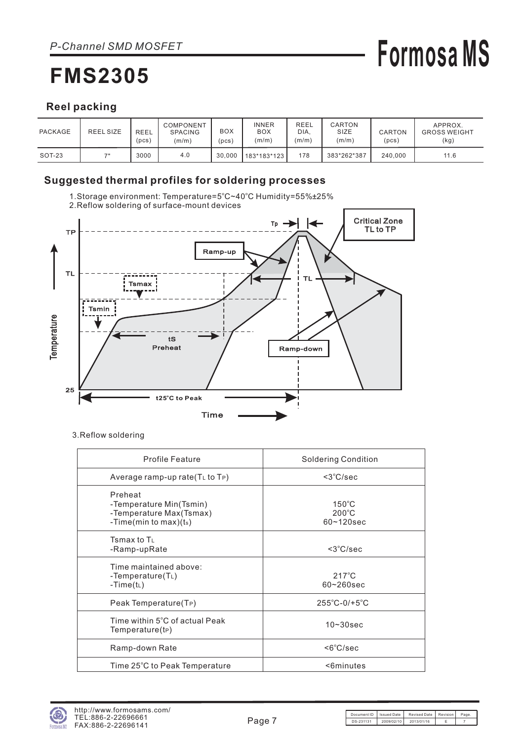*P-Channel SMD MOSFET*

# FMS2305

## Reel packing

| PACKAGE | REEL SIZE | REEL (pcs) | COMPONENT SPACING (m/m) | BOX (pcs) | INNER BOX (m/m) | REEL DIA. (m/m) | CARTON SIZE (m/m) | CARTON (pcs) | APPROX. GROSS WEIGHT (kg) |
|---|---|---|---|---|---|---|---|---|---|
| SOT-23 | 7" | 3000 | 4.0 | 30,000 | 183*183*123 | 178 | 383*262*387 | 240,000 | 11.6 |

## Suggested thermal profiles for soldering processes

1. Storage environment: Temperature=5°C~40°C Humidity=55%±25%
2. Reflow soldering of surface-mount devices

Tp
Critical Zone
TL to TP
TP
Ramp-up
TL
TL
Tsmax
Tsmin
tS
Preheat
Ramp-down
Temperature
25
t25°C to Peak
Time

3. Reflow soldering

| Profile Feature | Soldering Condition |
|---|---|
| Average ramp-up rate($T_L$ to $T_P$) | <3°C/sec |
| Preheat<br>-Temperature Min(Tsmin)<br>-Temperature Max(Tsmax)<br>-Time(min to max)($t_s$) | <br>150°C<br>200°C<br>60~120sec |
| Tsmax to $T_L$<br>-Ramp-upRate | <3°C/sec |
| Time maintained above:<br>-Temperature($T_L$)<br>-Time($t_L$) | <br>217°C<br>60~260sec |
| Peak Temperature($T_P$) | 255°C-0/+5°C |
| Time within 5°C of actual Peak Temperature($t_P$) | 10~30sec |
| Ramp-down Rate | <6°C/sec |
| Time 25°C to Peak Temperature | <6minutes |

http://www.formosams.com/
TEL:886-2-22696661
FAX:886-2-22696141

| Document ID | Issued Date | Revised Date | Revision | Page. |
|---|---|---|---|---|
| DS-231131 | 2009/02/10 | 2013/01/16 | E | 7 |